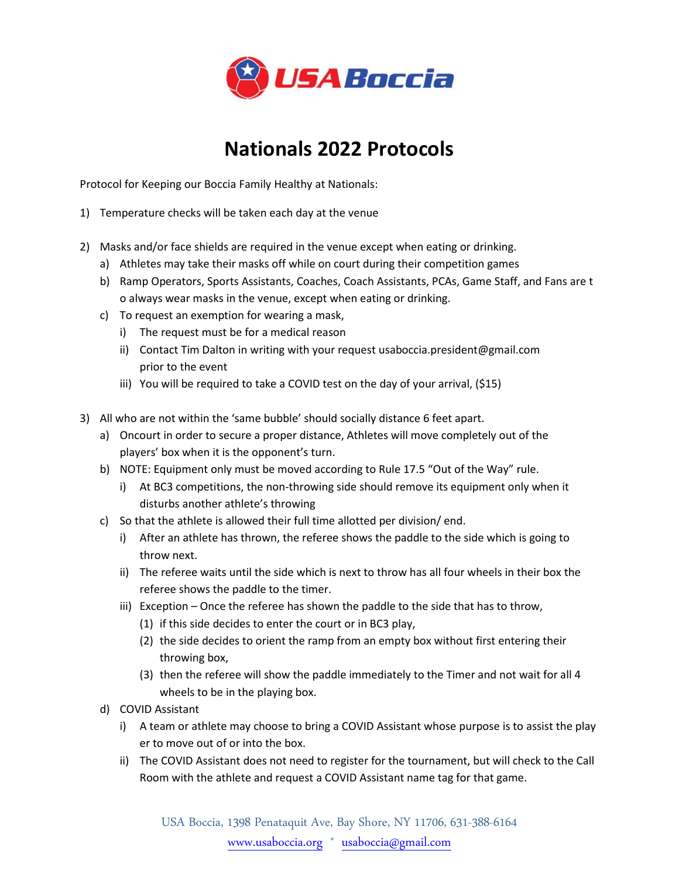USABoccia

# Nationals 2022 Protocols

Protocol for Keeping our Boccia Family Healthy at Nationals:

1) Temperature checks will be taken each day at the venue

2) Masks and/or face shields are required in the venue except when eating or drinking.
   a) Athletes may take their masks off while on court during their competition games
   b) Ramp Operators, Sports Assistants, Coaches, Coach Assistants, PCAs, Game Staff, and Fans are to always wear masks in the venue, except when eating or drinking.
   c) To request an exemption for wearing a mask,
      i) The request must be for a medical reason
      ii) Contact Tim Dalton in writing with your request usaboccia.president@gmail.com prior to the event
      iii) You will be required to take a COVID test on the day of your arrival, ($15)

3) All who are not within the 'same bubble' should socially distance 6 feet apart.
   a) Oncourt in order to secure a proper distance, Athletes will move completely out of the players' box when it is the opponent's turn.
   b) NOTE: Equipment only must be moved according to Rule 17.5 "Out of the Way" rule.
      i) At BC3 competitions, the non-throwing side should remove its equipment only when it disturbs another athlete's throwing
   c) So that the athlete is allowed their full time allotted per division/ end.
      i) After an athlete has thrown, the referee shows the paddle to the side which is going to throw next.
      ii) The referee waits until the side which is next to throw has all four wheels in their box the referee shows the paddle to the timer.
      iii) Exception – Once the referee has shown the paddle to the side that has to throw,
         (1) if this side decides to enter the court or in BC3 play,
         (2) the side decides to orient the ramp from an empty box without first entering their throwing box,
         (3) then the referee will show the paddle immediately to the Timer and not wait for all 4 wheels to be in the playing box.
   d) COVID Assistant
      i) A team or athlete may choose to bring a COVID Assistant whose purpose is to assist the player to move out of or into the box.
      ii) The COVID Assistant does not need to register for the tournament, but will check to the Call Room with the athlete and request a COVID Assistant name tag for that game.

USA Boccia, 1398 Penataquit Ave, Bay Shore, NY 11706, 631-388-6164
www.usaboccia.org * usaboccia@gmail.com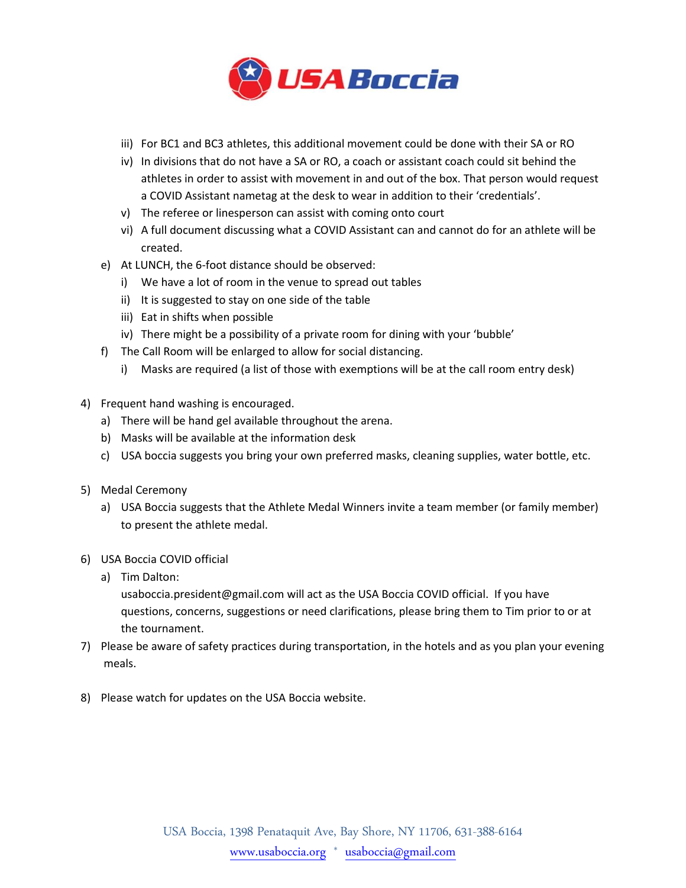iii) For BC1 and BC3 athletes, this additional movement could be done with their SA or RO
   iv) In divisions that do not have a SA or RO, a coach or assistant coach could sit behind the athletes in order to assist with movement in and out of the box. That person would request a COVID Assistant nametag at the desk to wear in addition to their 'credentials'.
   v) The referee or linesperson can assist with coming onto court
   vi) A full document discussing what a COVID Assistant can and cannot do for an athlete will be created.

e) At LUNCH, the 6-foot distance should be observed:
   i) We have a lot of room in the venue to spread out tables
   ii) It is suggested to stay on one side of the table
   iii) Eat in shifts when possible
   iv) There might be a possibility of a private room for dining with your 'bubble'

f) The Call Room will be enlarged to allow for social distancing.
   i) Masks are required (a list of those with exemptions will be at the call room entry desk)

4) Frequent hand washing is encouraged.
   a) There will be hand gel available throughout the arena.
   b) Masks will be available at the information desk
   c) USA boccia suggests you bring your own preferred masks, cleaning supplies, water bottle, etc.

5) Medal Ceremony
   a) USA Boccia suggests that the Athlete Medal Winners invite a team member (or family member) to present the athlete medal.

6) USA Boccia COVID official
   a) Tim Dalton:
      usaboccia.president@gmail.com will act as the USA Boccia COVID official. If you have questions, concerns, suggestions or need clarifications, please bring them to Tim prior to or at the tournament.

7) Please be aware of safety practices during transportation, in the hotels and as you plan your evening meals.

8) Please watch for updates on the USA Boccia website.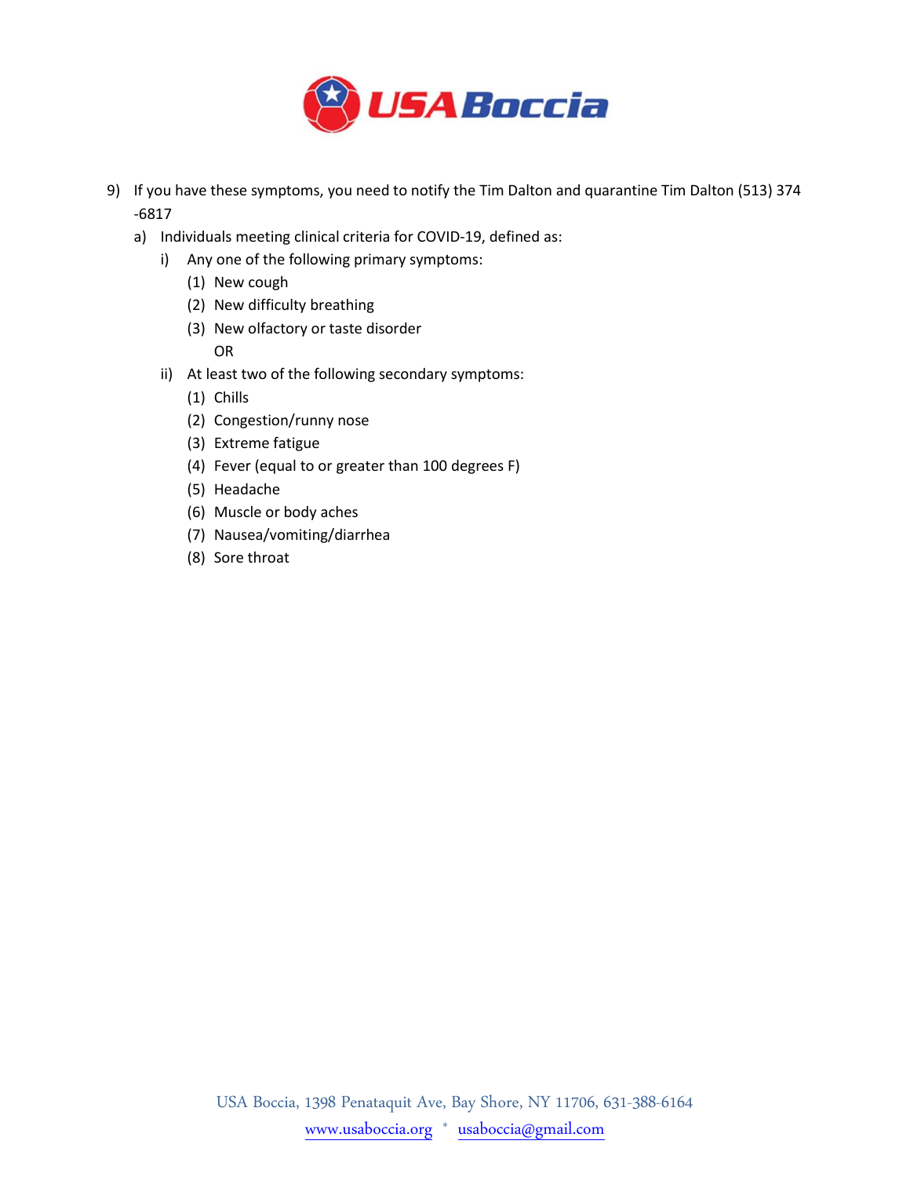9) If you have these symptoms, you need to notify the Tim Dalton and quarantine Tim Dalton (513) 374 -6817
   a) Individuals meeting clinical criteria for COVID-19, defined as:
      i) Any one of the following primary symptoms:
         (1) New cough
         (2) New difficulty breathing
         (3) New olfactory or taste disorder
         OR
      ii) At least two of the following secondary symptoms:
         (1) Chills
         (2) Congestion/runny nose
         (3) Extreme fatigue
         (4) Fever (equal to or greater than 100 degrees F)
         (5) Headache
         (6) Muscle or body aches
         (7) Nausea/vomiting/diarrhea
         (8) Sore throat